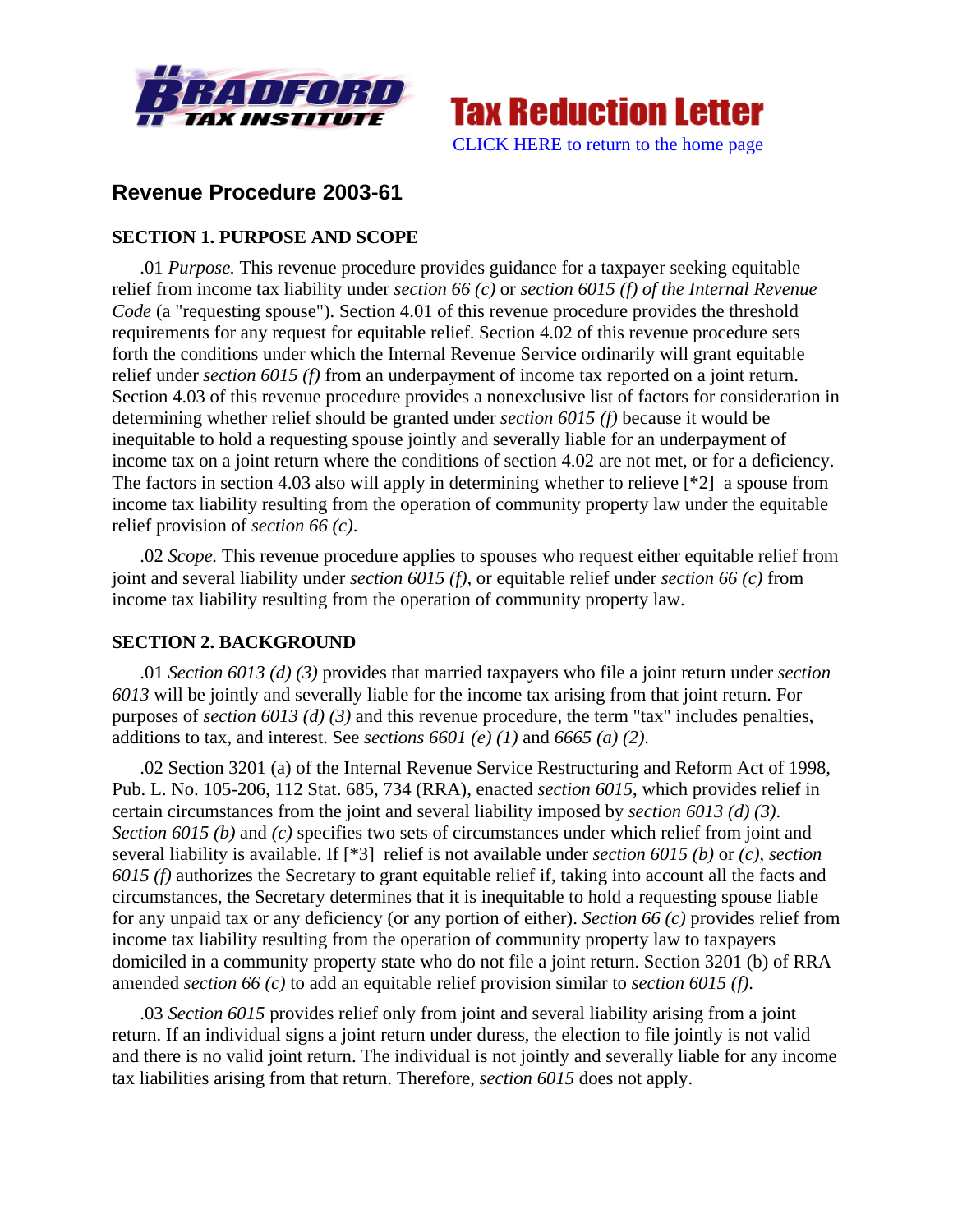Tax Reduction Letter

CLICK HERE to return to the home page

# Revenue Procedure 2003-61

## SECTION 1. PURPOSE AND SCOPE

.01 *Purpose.* This revenue procedure provides guidance for a taxpayer seeking equitable relief from income tax liability under *section 66 (c)* or *section 6015 (f) of the Internal Revenue Code* (a "requesting spouse"). Section 4.01 of this revenue procedure provides the threshold requirements for any request for equitable relief. Section 4.02 of this revenue procedure sets forth the conditions under which the Internal Revenue Service ordinarily will grant equitable relief under *section 6015 (f)* from an underpayment of income tax reported on a joint return. Section 4.03 of this revenue procedure provides a nonexclusive list of factors for consideration in determining whether relief should be granted under *section 6015 (f)* because it would be inequitable to hold a requesting spouse jointly and severally liable for an underpayment of income tax on a joint return where the conditions of section 4.02 are not met, or for a deficiency. The factors in section 4.03 also will apply in determining whether to relieve [*2] a spouse from income tax liability resulting from the operation of community property law under the equitable relief provision of *section 66 (c)*.

.02 *Scope.* This revenue procedure applies to spouses who request either equitable relief from joint and several liability under *section 6015 (f)*, or equitable relief under *section 66 (c)* from income tax liability resulting from the operation of community property law.

## SECTION 2. BACKGROUND

.01 *Section 6013 (d) (3)* provides that married taxpayers who file a joint return under *section 6013* will be jointly and severally liable for the income tax arising from that joint return. For purposes of *section 6013 (d) (3)* and this revenue procedure, the term "tax" includes penalties, additions to tax, and interest. See *sections 6601 (e) (1)* and *6665 (a) (2).*

.02 Section 3201 (a) of the Internal Revenue Service Restructuring and Reform Act of 1998, Pub. L. No. 105-206, 112 Stat. 685, 734 (RRA), enacted *section 6015*, which provides relief in certain circumstances from the joint and several liability imposed by *section 6013 (d) (3)*. *Section 6015 (b)* and *(c)* specifies two sets of circumstances under which relief from joint and several liability is available. If [*3] relief is not available under *section 6015 (b)* or *(c)*, *section 6015 (f)* authorizes the Secretary to grant equitable relief if, taking into account all the facts and circumstances, the Secretary determines that it is inequitable to hold a requesting spouse liable for any unpaid tax or any deficiency (or any portion of either). *Section 66 (c)* provides relief from income tax liability resulting from the operation of community property law to taxpayers domiciled in a community property state who do not file a joint return. Section 3201 (b) of RRA amended *section 66 (c)* to add an equitable relief provision similar to *section 6015 (f)*.

.03 *Section 6015* provides relief only from joint and several liability arising from a joint return. If an individual signs a joint return under duress, the election to file jointly is not valid and there is no valid joint return. The individual is not jointly and severally liable for any income tax liabilities arising from that return. Therefore, *section 6015* does not apply.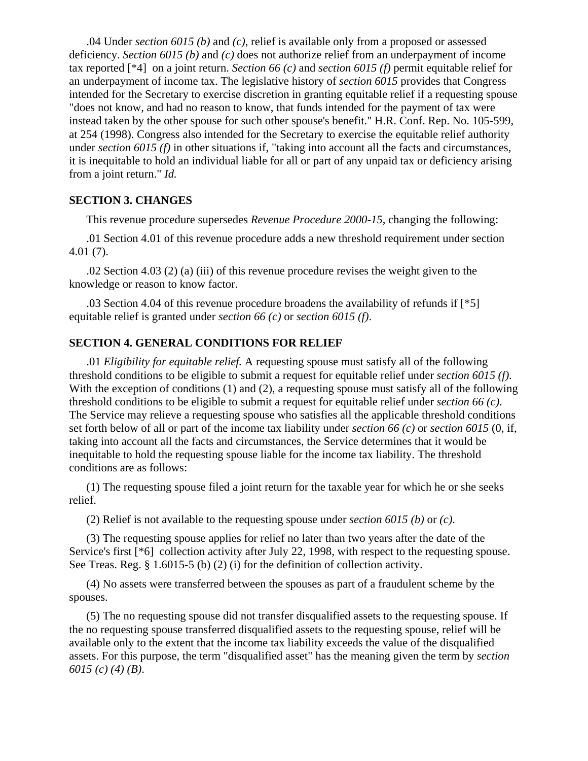.04 Under *section 6015 (b)* and *(c)*, relief is available only from a proposed or assessed deficiency. *Section 6015 (b)* and *(c)* does not authorize relief from an underpayment of income tax reported [*4] on a joint return. *Section 66 (c)* and *section 6015 (f)* permit equitable relief for an underpayment of income tax. The legislative history of *section 6015* provides that Congress intended for the Secretary to exercise discretion in granting equitable relief if a requesting spouse "does not know, and had no reason to know, that funds intended for the payment of tax were instead taken by the other spouse for such other spouse's benefit." H.R. Conf. Rep. No. 105-599, at 254 (1998). Congress also intended for the Secretary to exercise the equitable relief authority under *section 6015 (f)* in other situations if, "taking into account all the facts and circumstances, it is inequitable to hold an individual liable for all or part of any unpaid tax or deficiency arising from a joint return." *Id.*

**SECTION 3. CHANGES**

This revenue procedure supersedes *Revenue Procedure 2000-15*, changing the following:

.01 Section 4.01 of this revenue procedure adds a new threshold requirement under section 4.01 (7).

.02 Section 4.03 (2) (a) (iii) of this revenue procedure revises the weight given to the knowledge or reason to know factor.

.03 Section 4.04 of this revenue procedure broadens the availability of refunds if [*5] equitable relief is granted under *section 66 (c)* or *section 6015 (f)*.

**SECTION 4. GENERAL CONDITIONS FOR RELIEF**

.01 *Eligibility for equitable relief.* A requesting spouse must satisfy all of the following threshold conditions to be eligible to submit a request for equitable relief under *section 6015 (f)*. With the exception of conditions (1) and (2), a requesting spouse must satisfy all of the following threshold conditions to be eligible to submit a request for equitable relief under *section 66 (c)*. The Service may relieve a requesting spouse who satisfies all the applicable threshold conditions set forth below of all or part of the income tax liability under *section 66 (c)* or *section 6015* (0, if, taking into account all the facts and circumstances, the Service determines that it would be inequitable to hold the requesting spouse liable for the income tax liability. The threshold conditions are as follows:

(1) The requesting spouse filed a joint return for the taxable year for which he or she seeks relief.

(2) Relief is not available to the requesting spouse under *section 6015 (b)* or *(c)*.

(3) The requesting spouse applies for relief no later than two years after the date of the Service's first [*6] collection activity after July 22, 1998, with respect to the requesting spouse. See Treas. Reg. § 1.6015-5 (b) (2) (i) for the definition of collection activity.

(4) No assets were transferred between the spouses as part of a fraudulent scheme by the spouses.

(5) The no requesting spouse did not transfer disqualified assets to the requesting spouse. If the no requesting spouse transferred disqualified assets to the requesting spouse, relief will be available only to the extent that the income tax liability exceeds the value of the disqualified assets. For this purpose, the term "disqualified asset" has the meaning given the term by *section 6015 (c) (4) (B)*.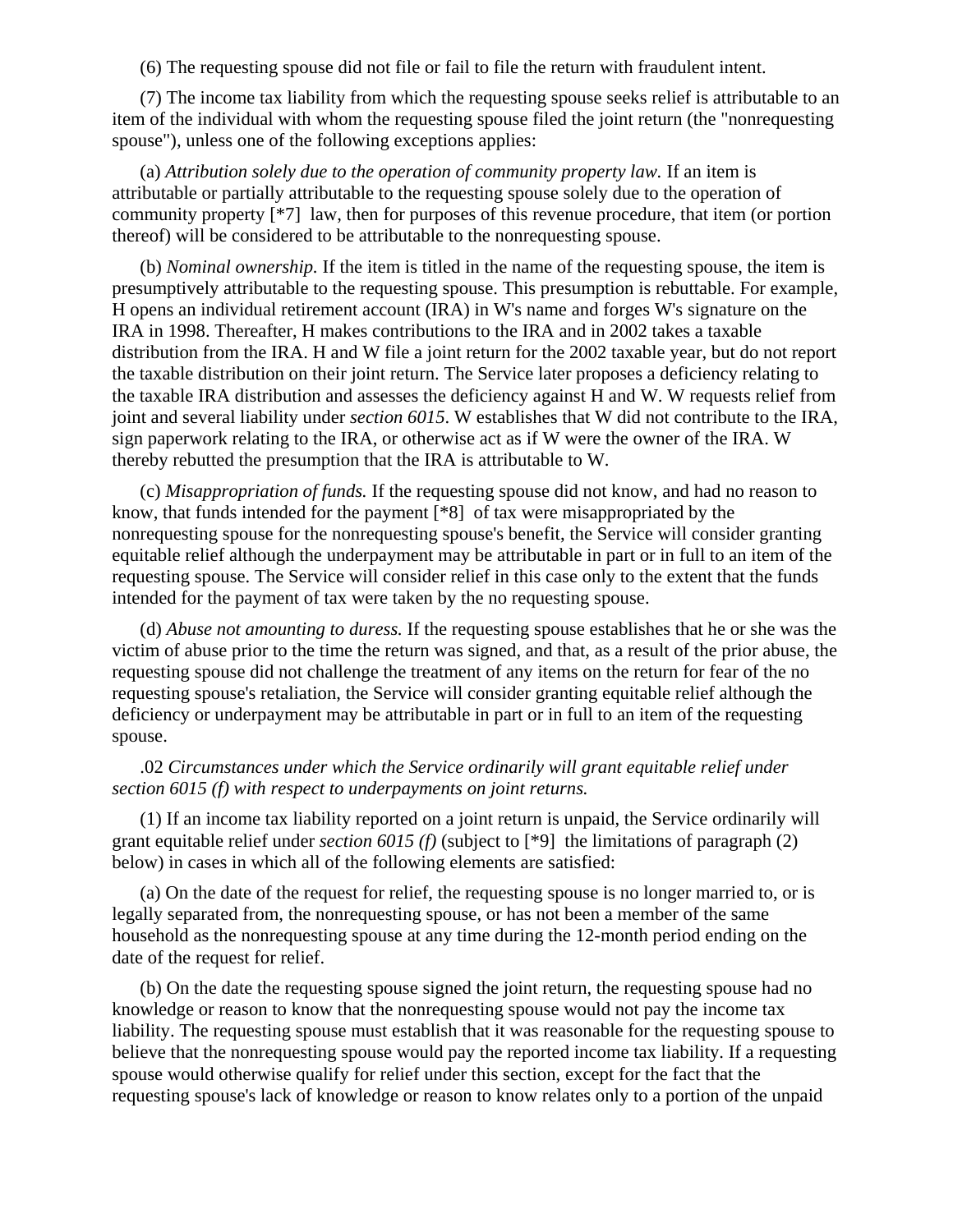(6) The requesting spouse did not file or fail to file the return with fraudulent intent.

(7) The income tax liability from which the requesting spouse seeks relief is attributable to an item of the individual with whom the requesting spouse filed the joint return (the "nonrequesting spouse"), unless one of the following exceptions applies:

(a) *Attribution solely due to the operation of community property law.* If an item is attributable or partially attributable to the requesting spouse solely due to the operation of community property [*7] law, then for purposes of this revenue procedure, that item (or portion thereof) will be considered to be attributable to the nonrequesting spouse.

(b) *Nominal ownership.* If the item is titled in the name of the requesting spouse, the item is presumptively attributable to the requesting spouse. This presumption is rebuttable. For example, H opens an individual retirement account (IRA) in W's name and forges W's signature on the IRA in 1998. Thereafter, H makes contributions to the IRA and in 2002 takes a taxable distribution from the IRA. H and W file a joint return for the 2002 taxable year, but do not report the taxable distribution on their joint return. The Service later proposes a deficiency relating to the taxable IRA distribution and assesses the deficiency against H and W. W requests relief from joint and several liability under *section 6015*. W establishes that W did not contribute to the IRA, sign paperwork relating to the IRA, or otherwise act as if W were the owner of the IRA. W thereby rebutted the presumption that the IRA is attributable to W.

(c) *Misappropriation of funds.* If the requesting spouse did not know, and had no reason to know, that funds intended for the payment [*8] of tax were misappropriated by the nonrequesting spouse for the nonrequesting spouse's benefit, the Service will consider granting equitable relief although the underpayment may be attributable in part or in full to an item of the requesting spouse. The Service will consider relief in this case only to the extent that the funds intended for the payment of tax were taken by the no requesting spouse.

(d) *Abuse not amounting to duress.* If the requesting spouse establishes that he or she was the victim of abuse prior to the time the return was signed, and that, as a result of the prior abuse, the requesting spouse did not challenge the treatment of any items on the return for fear of the no requesting spouse's retaliation, the Service will consider granting equitable relief although the deficiency or underpayment may be attributable in part or in full to an item of the requesting spouse.

.02 *Circumstances under which the Service ordinarily will grant equitable relief under section 6015 (f) with respect to underpayments on joint returns.*

(1) If an income tax liability reported on a joint return is unpaid, the Service ordinarily will grant equitable relief under *section 6015 (f)* (subject to [*9] the limitations of paragraph (2) below) in cases in which all of the following elements are satisfied:

(a) On the date of the request for relief, the requesting spouse is no longer married to, or is legally separated from, the nonrequesting spouse, or has not been a member of the same household as the nonrequesting spouse at any time during the 12-month period ending on the date of the request for relief.

(b) On the date the requesting spouse signed the joint return, the requesting spouse had no knowledge or reason to know that the nonrequesting spouse would not pay the income tax liability. The requesting spouse must establish that it was reasonable for the requesting spouse to believe that the nonrequesting spouse would pay the reported income tax liability. If a requesting spouse would otherwise qualify for relief under this section, except for the fact that the requesting spouse's lack of knowledge or reason to know relates only to a portion of the unpaid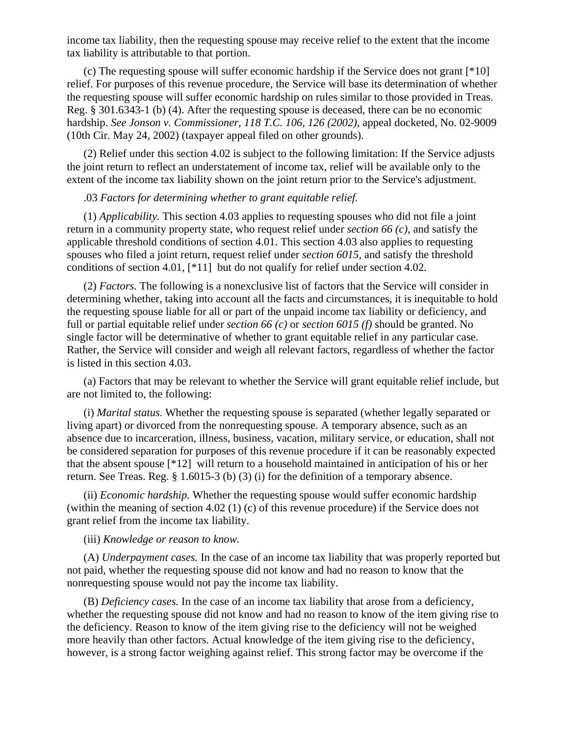income tax liability, then the requesting spouse may receive relief to the extent that the income tax liability is attributable to that portion.

(c) The requesting spouse will suffer economic hardship if the Service does not grant [*10] relief. For purposes of this revenue procedure, the Service will base its determination of whether the requesting spouse will suffer economic hardship on rules similar to those provided in Treas. Reg. § 301.6343-1 (b) (4). After the requesting spouse is deceased, there can be no economic hardship. *See Jonson v. Commissioner, 118 T.C. 106, 126 (2002)*, appeal docketed, No. 02-9009 (10th Cir. May 24, 2002) (taxpayer appeal filed on other grounds).

(2) Relief under this section 4.02 is subject to the following limitation: If the Service adjusts the joint return to reflect an understatement of income tax, relief will be available only to the extent of the income tax liability shown on the joint return prior to the Service's adjustment.

.03 *Factors for determining whether to grant equitable relief.*

(1) *Applicability.* This section 4.03 applies to requesting spouses who did not file a joint return in a community property state, who request relief under *section 66 (c)*, and satisfy the applicable threshold conditions of section 4.01. This section 4.03 also applies to requesting spouses who filed a joint return, request relief under *section 6015*, and satisfy the threshold conditions of section 4.01, [*11] but do not qualify for relief under section 4.02.

(2) *Factors.* The following is a nonexclusive list of factors that the Service will consider in determining whether, taking into account all the facts and circumstances, it is inequitable to hold the requesting spouse liable for all or part of the unpaid income tax liability or deficiency, and full or partial equitable relief under *section 66 (c)* or *section 6015 (f)* should be granted. No single factor will be determinative of whether to grant equitable relief in any particular case. Rather, the Service will consider and weigh all relevant factors, regardless of whether the factor is listed in this section 4.03.

(a) Factors that may be relevant to whether the Service will grant equitable relief include, but are not limited to, the following:

(i) *Marital status.* Whether the requesting spouse is separated (whether legally separated or living apart) or divorced from the nonrequesting spouse. A temporary absence, such as an absence due to incarceration, illness, business, vacation, military service, or education, shall not be considered separation for purposes of this revenue procedure if it can be reasonably expected that the absent spouse [*12] will return to a household maintained in anticipation of his or her return. See Treas. Reg. § 1.6015-3 (b) (3) (i) for the definition of a temporary absence.

(ii) *Economic hardship.* Whether the requesting spouse would suffer economic hardship (within the meaning of section 4.02 (1) (c) of this revenue procedure) if the Service does not grant relief from the income tax liability.

(iii) *Knowledge or reason to know.*

(A) *Underpayment cases.* In the case of an income tax liability that was properly reported but not paid, whether the requesting spouse did not know and had no reason to know that the nonrequesting spouse would not pay the income tax liability.

(B) *Deficiency cases.* In the case of an income tax liability that arose from a deficiency, whether the requesting spouse did not know and had no reason to know of the item giving rise to the deficiency. Reason to know of the item giving rise to the deficiency will not be weighed more heavily than other factors. Actual knowledge of the item giving rise to the deficiency, however, is a strong factor weighing against relief. This strong factor may be overcome if the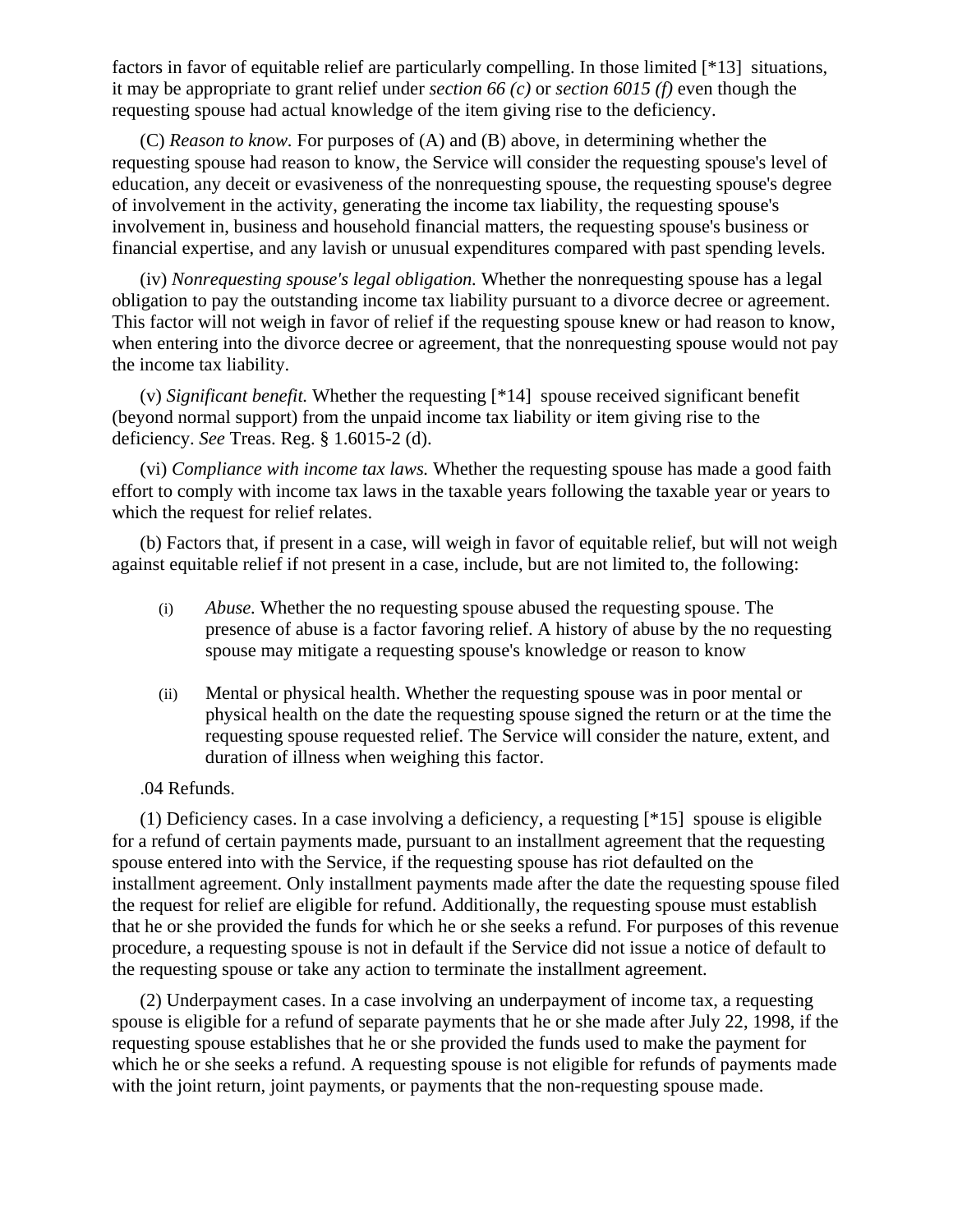factors in favor of equitable relief are particularly compelling. In those limited [*13] situations, it may be appropriate to grant relief under *section 66 (c)* or *section 6015 (f)* even though the requesting spouse had actual knowledge of the item giving rise to the deficiency.

(C) *Reason to know.* For purposes of (A) and (B) above, in determining whether the requesting spouse had reason to know, the Service will consider the requesting spouse's level of education, any deceit or evasiveness of the nonrequesting spouse, the requesting spouse's degree of involvement in the activity, generating the income tax liability, the requesting spouse's involvement in, business and household financial matters, the requesting spouse's business or financial expertise, and any lavish or unusual expenditures compared with past spending levels.

(iv) *Nonrequesting spouse's legal obligation.* Whether the nonrequesting spouse has a legal obligation to pay the outstanding income tax liability pursuant to a divorce decree or agreement. This factor will not weigh in favor of relief if the requesting spouse knew or had reason to know, when entering into the divorce decree or agreement, that the nonrequesting spouse would not pay the income tax liability.

(v) *Significant benefit.* Whether the requesting [*14] spouse received significant benefit (beyond normal support) from the unpaid income tax liability or item giving rise to the deficiency. *See* Treas. Reg. § 1.6015-2 (d).

(vi) *Compliance with income tax laws.* Whether the requesting spouse has made a good faith effort to comply with income tax laws in the taxable years following the taxable year or years to which the request for relief relates.

(b) Factors that, if present in a case, will weigh in favor of equitable relief, but will not weigh against equitable relief if not present in a case, include, but are not limited to, the following:

(i) *Abuse.* Whether the no requesting spouse abused the requesting spouse. The presence of abuse is a factor favoring relief. A history of abuse by the no requesting spouse may mitigate a requesting spouse's knowledge or reason to know

(ii) Mental or physical health. Whether the requesting spouse was in poor mental or physical health on the date the requesting spouse signed the return or at the time the requesting spouse requested relief. The Service will consider the nature, extent, and duration of illness when weighing this factor.

.04 Refunds.

(1) Deficiency cases. In a case involving a deficiency, a requesting [*15] spouse is eligible for a refund of certain payments made, pursuant to an installment agreement that the requesting spouse entered into with the Service, if the requesting spouse has riot defaulted on the installment agreement. Only installment payments made after the date the requesting spouse filed the request for relief are eligible for refund. Additionally, the requesting spouse must establish that he or she provided the funds for which he or she seeks a refund. For purposes of this revenue procedure, a requesting spouse is not in default if the Service did not issue a notice of default to the requesting spouse or take any action to terminate the installment agreement.

(2) Underpayment cases. In a case involving an underpayment of income tax, a requesting spouse is eligible for a refund of separate payments that he or she made after July 22, 1998, if the requesting spouse establishes that he or she provided the funds used to make the payment for which he or she seeks a refund. A requesting spouse is not eligible for refunds of payments made with the joint return, joint payments, or payments that the non-requesting spouse made.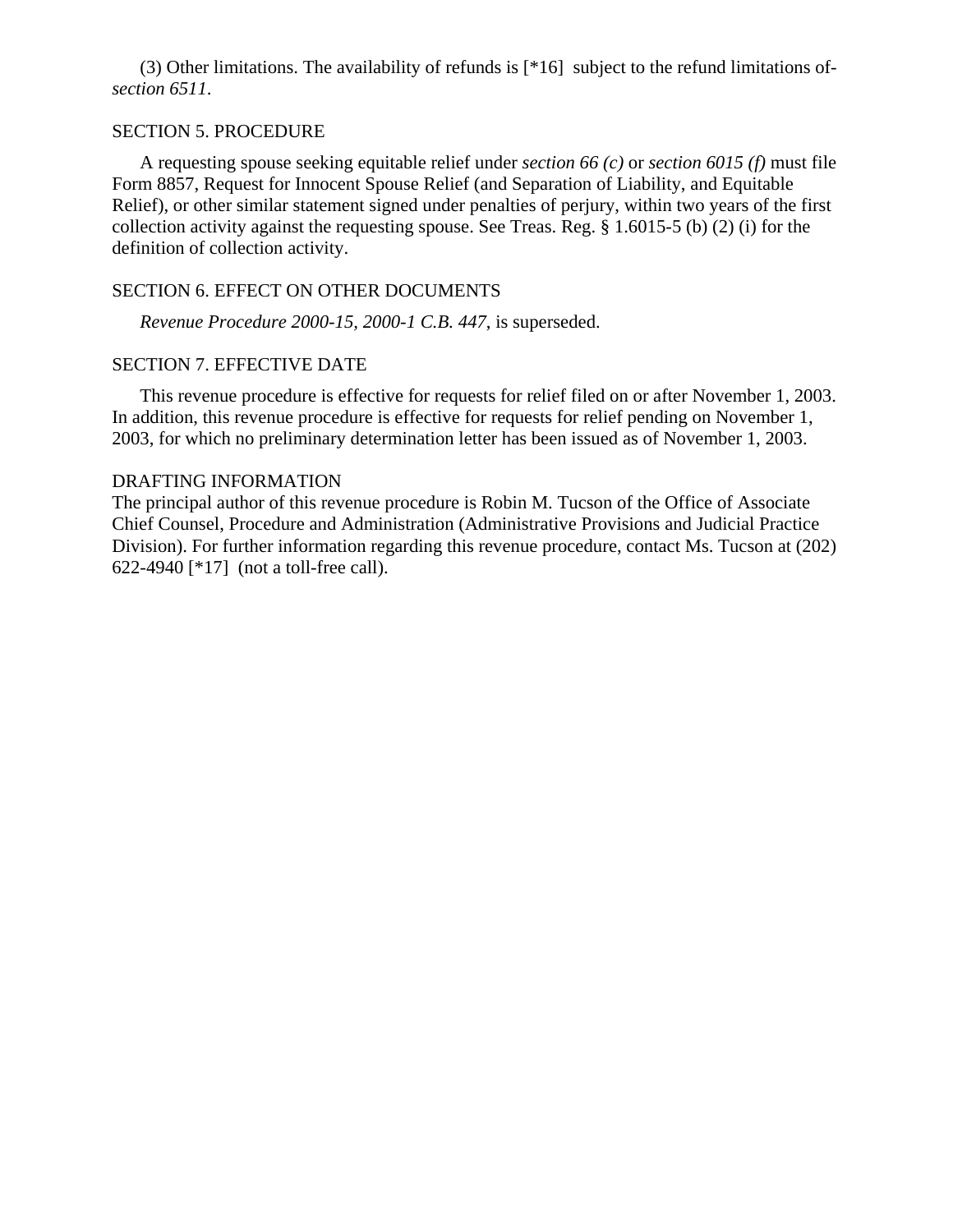(3) Other limitations. The availability of refunds is [*16] subject to the refund limitations of- *section 6511*.

SECTION 5. PROCEDURE

A requesting spouse seeking equitable relief under *section 66 (c)* or *section 6015 (f)* must file Form 8857, Request for Innocent Spouse Relief (and Separation of Liability, and Equitable Relief), or other similar statement signed under penalties of perjury, within two years of the first collection activity against the requesting spouse. See Treas. Reg. § 1.6015-5 (b) (2) (i) for the definition of collection activity.

SECTION 6. EFFECT ON OTHER DOCUMENTS

*Revenue Procedure 2000-15, 2000-1 C.B. 447*, is superseded.

SECTION 7. EFFECTIVE DATE

This revenue procedure is effective for requests for relief filed on or after November 1, 2003. In addition, this revenue procedure is effective for requests for relief pending on November 1, 2003, for which no preliminary determination letter has been issued as of November 1, 2003.

DRAFTING INFORMATION

The principal author of this revenue procedure is Robin M. Tucson of the Office of Associate Chief Counsel, Procedure and Administration (Administrative Provisions and Judicial Practice Division). For further information regarding this revenue procedure, contact Ms. Tucson at (202) 622-4940 [*17] (not a toll-free call).